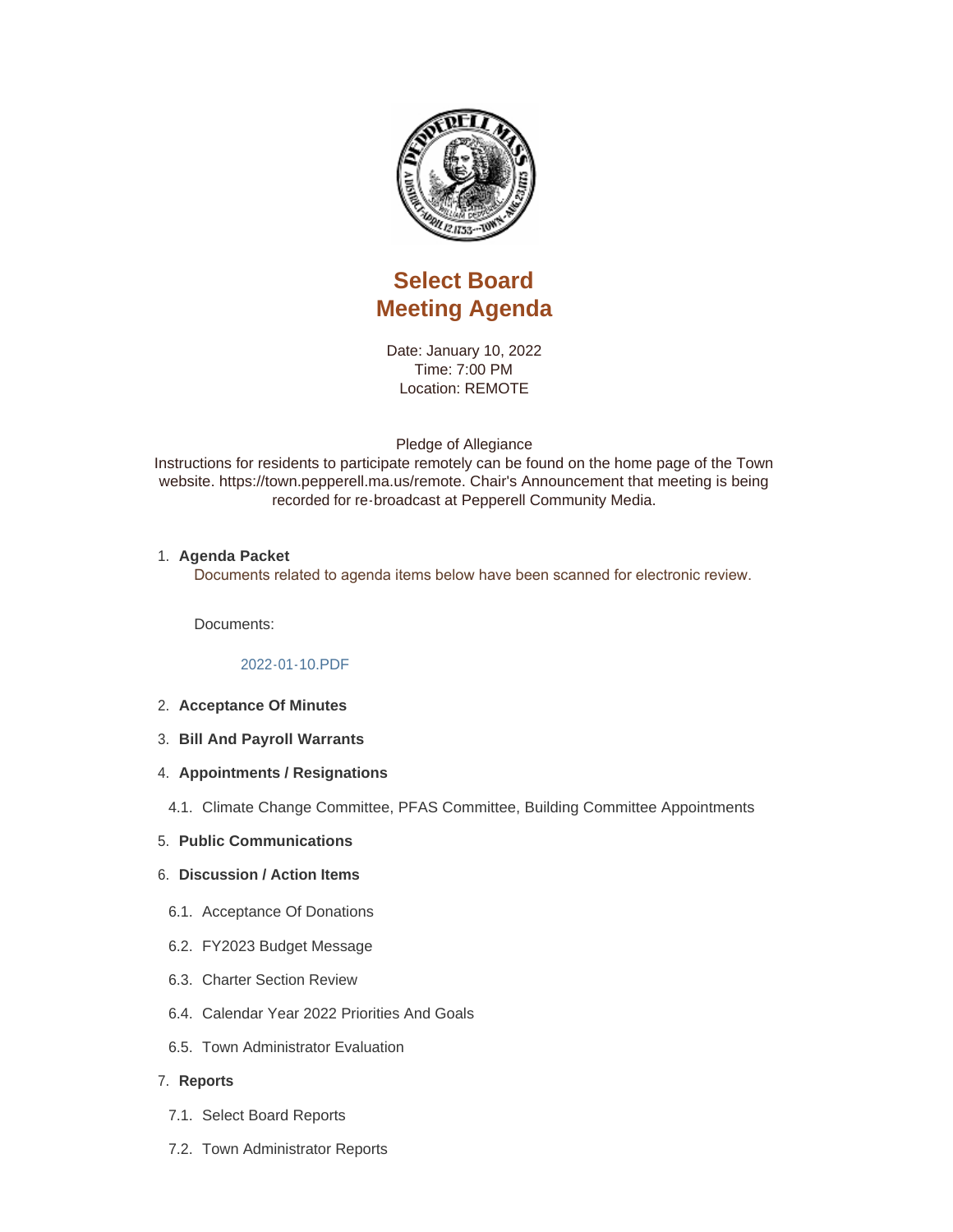# Select Board Meeting Agenda

Date: January 10, 2022
Time: 7:00 PM
Location: REMOTE

Pledge of Allegiance
Instructions for residents to participate remotely can be found on the home page of the Town website. https://town.pepperell.ma.us/remote. Chair's Announcement that meeting is being recorded for re-broadcast at Pepperell Community Media.

1. **Agenda Packet**
   Documents related to agenda items below have been scanned for electronic review.

   Documents:

   2022-01-10.PDF

2. **Acceptance Of Minutes**
3. **Bill And Payroll Warrants**
4. **Appointments / Resignations**
   - 4.1. Climate Change Committee, PFAS Committee, Building Committee Appointments
5. **Public Communications**
6. **Discussion / Action Items**
   - 6.1. Acceptance Of Donations
   - 6.2. FY2023 Budget Message
   - 6.3. Charter Section Review
   - 6.4. Calendar Year 2022 Priorities And Goals
   - 6.5. Town Administrator Evaluation
7. **Reports**
   - 7.1. Select Board Reports
   - 7.2. Town Administrator Reports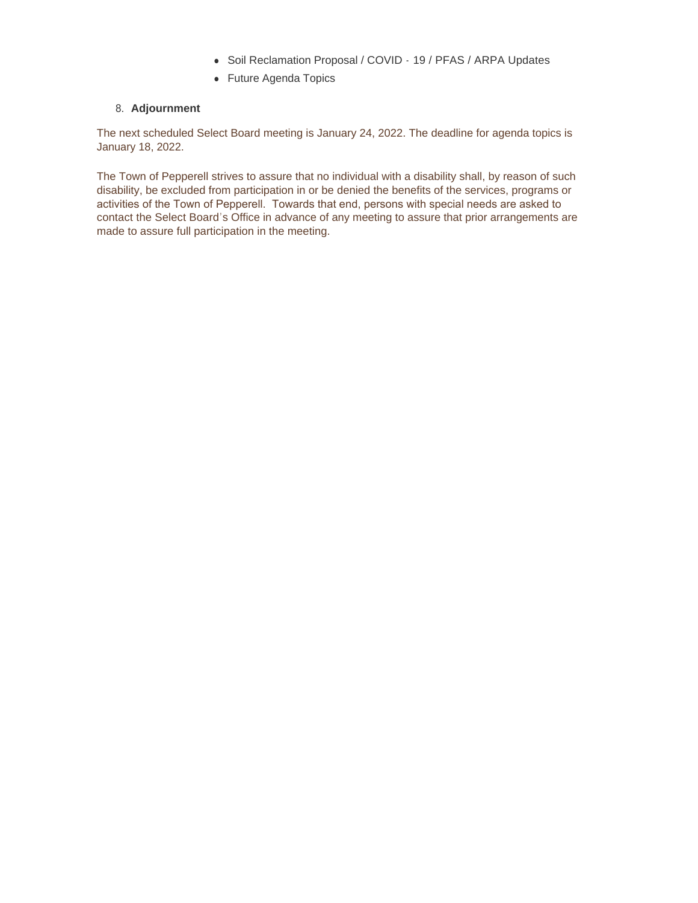- Soil Reclamation Proposal / COVID - 19 / PFAS / ARPA Updates
- Future Agenda Topics

8. **Adjournment**

The next scheduled Select Board meeting is January 24, 2022. The deadline for agenda topics is January 18, 2022.

The Town of Pepperell strives to assure that no individual with a disability shall, by reason of such disability, be excluded from participation in or be denied the benefits of the services, programs or activities of the Town of Pepperell. Towards that end, persons with special needs are asked to contact the Select Board's Office in advance of any meeting to assure that prior arrangements are made to assure full participation in the meeting.